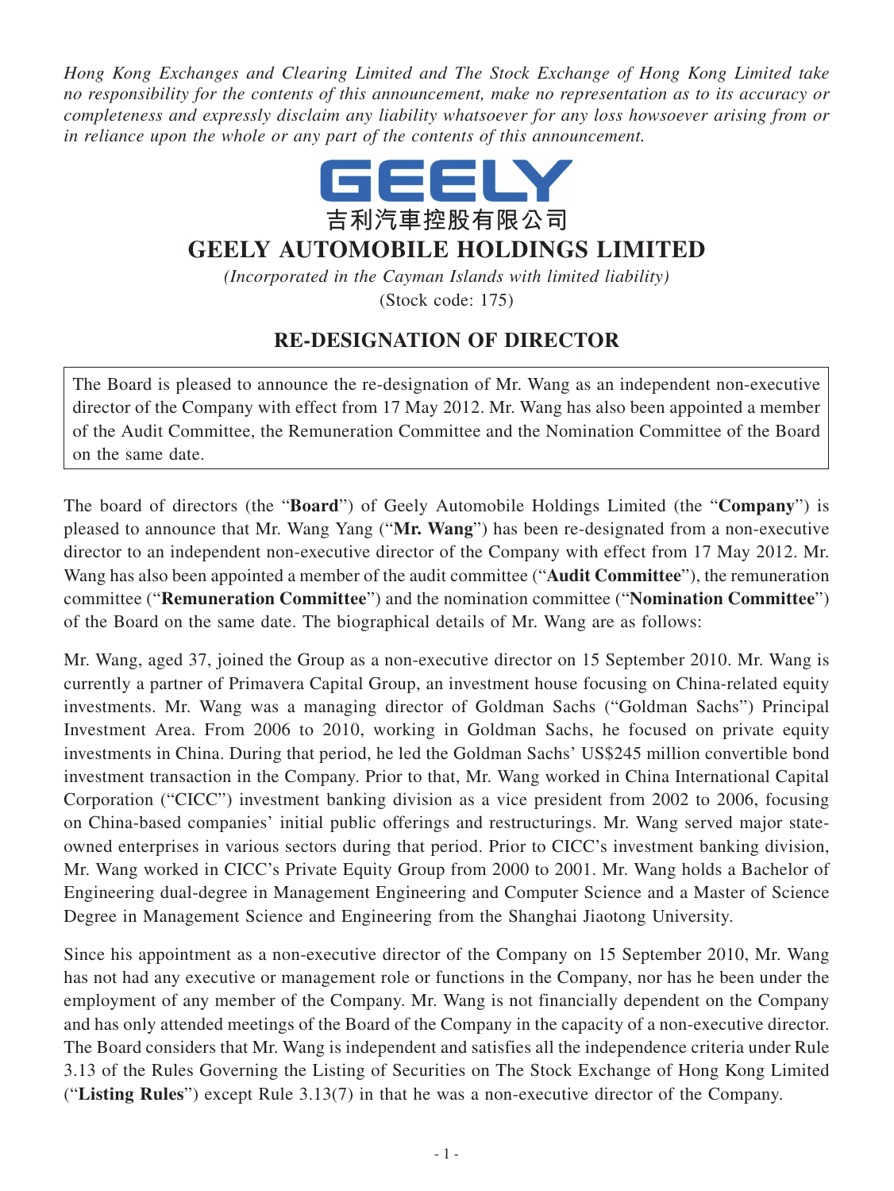*Hong Kong Exchanges and Clearing Limited and The Stock Exchange of Hong Kong Limited take no responsibility for the contents of this announcement, make no representation as to its accuracy or completeness and expressly disclaim any liability whatsoever for any loss howsoever arising from or in reliance upon the whole or any part of the contents of this announcement.*

GEELY

吉利汽車控股有限公司

# GEELY AUTOMOBILE HOLDINGS LIMITED

*(Incorporated in the Cayman Islands with limited liability)*

(Stock code: 175)

## RE-DESIGNATION OF DIRECTOR

The Board is pleased to announce the re-designation of Mr. Wang as an independent non-executive director of the Company with effect from 17 May 2012. Mr. Wang has also been appointed a member of the Audit Committee, the Remuneration Committee and the Nomination Committee of the Board on the same date.

The board of directors (the "**Board**") of Geely Automobile Holdings Limited (the "**Company**") is pleased to announce that Mr. Wang Yang ("**Mr. Wang**") has been re-designated from a non-executive director to an independent non-executive director of the Company with effect from 17 May 2012. Mr. Wang has also been appointed a member of the audit committee ("**Audit Committee**"), the remuneration committee ("**Remuneration Committee**") and the nomination committee ("**Nomination Committee**") of the Board on the same date. The biographical details of Mr. Wang are as follows:

Mr. Wang, aged 37, joined the Group as a non-executive director on 15 September 2010. Mr. Wang is currently a partner of Primavera Capital Group, an investment house focusing on China-related equity investments. Mr. Wang was a managing director of Goldman Sachs ("Goldman Sachs") Principal Investment Area. From 2006 to 2010, working in Goldman Sachs, he focused on private equity investments in China. During that period, he led the Goldman Sachs' US$245 million convertible bond investment transaction in the Company. Prior to that, Mr. Wang worked in China International Capital Corporation ("CICC") investment banking division as a vice president from 2002 to 2006, focusing on China-based companies' initial public offerings and restructurings. Mr. Wang served major state-owned enterprises in various sectors during that period. Prior to CICC's investment banking division, Mr. Wang worked in CICC's Private Equity Group from 2000 to 2001. Mr. Wang holds a Bachelor of Engineering dual-degree in Management Engineering and Computer Science and a Master of Science Degree in Management Science and Engineering from the Shanghai Jiaotong University.

Since his appointment as a non-executive director of the Company on 15 September 2010, Mr. Wang has not had any executive or management role or functions in the Company, nor has he been under the employment of any member of the Company. Mr. Wang is not financially dependent on the Company and has only attended meetings of the Board of the Company in the capacity of a non-executive director. The Board considers that Mr. Wang is independent and satisfies all the independence criteria under Rule 3.13 of the Rules Governing the Listing of Securities on The Stock Exchange of Hong Kong Limited ("**Listing Rules**") except Rule 3.13(7) in that he was a non-executive director of the Company.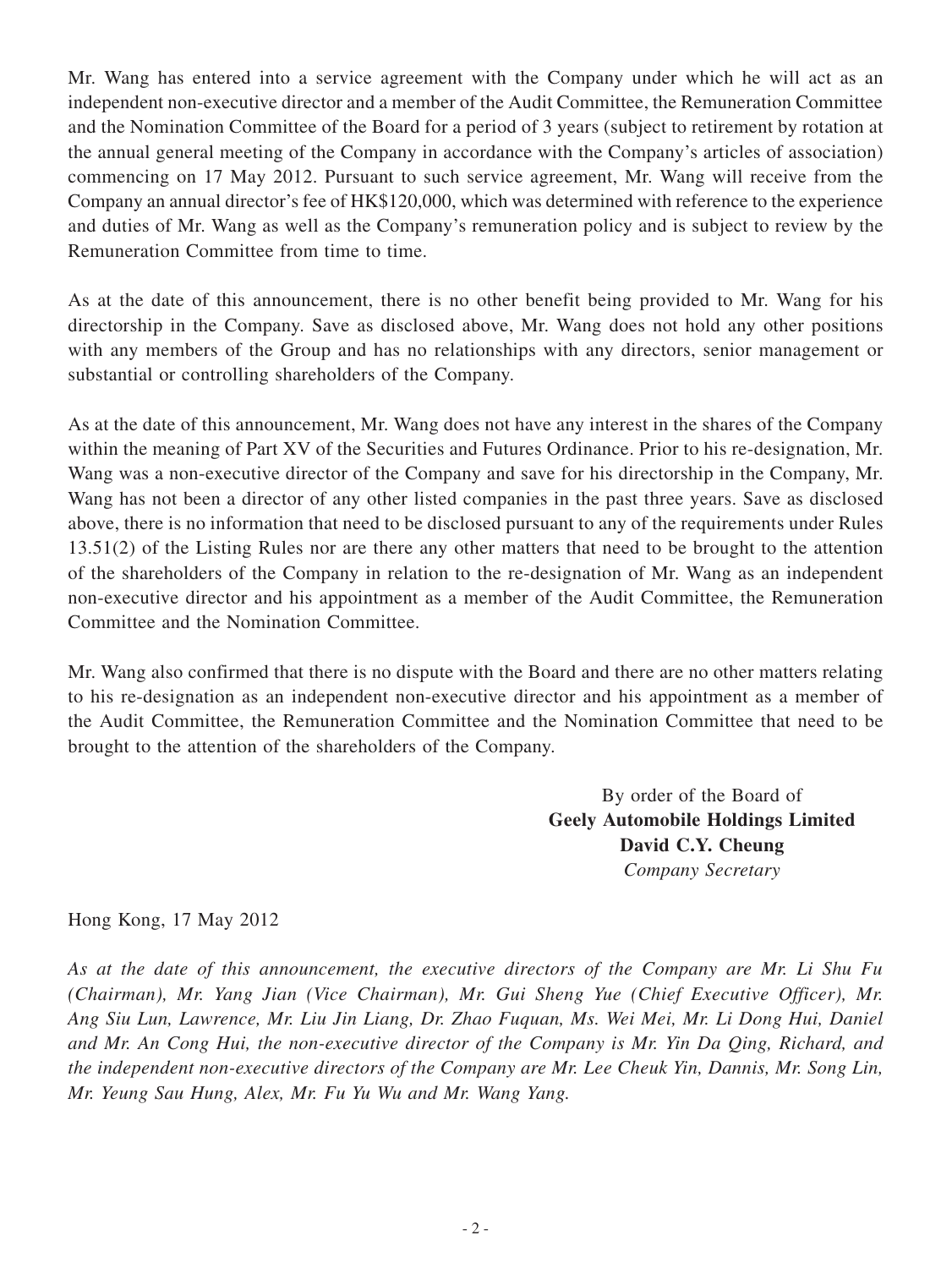Mr. Wang has entered into a service agreement with the Company under which he will act as an independent non-executive director and a member of the Audit Committee, the Remuneration Committee and the Nomination Committee of the Board for a period of 3 years (subject to retirement by rotation at the annual general meeting of the Company in accordance with the Company's articles of association) commencing on 17 May 2012. Pursuant to such service agreement, Mr. Wang will receive from the Company an annual director's fee of HK$120,000, which was determined with reference to the experience and duties of Mr. Wang as well as the Company's remuneration policy and is subject to review by the Remuneration Committee from time to time.

As at the date of this announcement, there is no other benefit being provided to Mr. Wang for his directorship in the Company. Save as disclosed above, Mr. Wang does not hold any other positions with any members of the Group and has no relationships with any directors, senior management or substantial or controlling shareholders of the Company.

As at the date of this announcement, Mr. Wang does not have any interest in the shares of the Company within the meaning of Part XV of the Securities and Futures Ordinance. Prior to his re-designation, Mr. Wang was a non-executive director of the Company and save for his directorship in the Company, Mr. Wang has not been a director of any other listed companies in the past three years. Save as disclosed above, there is no information that need to be disclosed pursuant to any of the requirements under Rules 13.51(2) of the Listing Rules nor are there any other matters that need to be brought to the attention of the shareholders of the Company in relation to the re-designation of Mr. Wang as an independent non-executive director and his appointment as a member of the Audit Committee, the Remuneration Committee and the Nomination Committee.

Mr. Wang also confirmed that there is no dispute with the Board and there are no other matters relating to his re-designation as an independent non-executive director and his appointment as a member of the Audit Committee, the Remuneration Committee and the Nomination Committee that need to be brought to the attention of the shareholders of the Company.

By order of the Board of
**Geely Automobile Holdings Limited**
**David C.Y. Cheung**
*Company Secretary*

Hong Kong, 17 May 2012

*As at the date of this announcement, the executive directors of the Company are Mr. Li Shu Fu (Chairman), Mr. Yang Jian (Vice Chairman), Mr. Gui Sheng Yue (Chief Executive Officer), Mr. Ang Siu Lun, Lawrence, Mr. Liu Jin Liang, Dr. Zhao Fuquan, Ms. Wei Mei, Mr. Li Dong Hui, Daniel and Mr. An Cong Hui, the non-executive director of the Company is Mr. Yin Da Qing, Richard, and the independent non-executive directors of the Company are Mr. Lee Cheuk Yin, Dannis, Mr. Song Lin, Mr. Yeung Sau Hung, Alex, Mr. Fu Yu Wu and Mr. Wang Yang.*